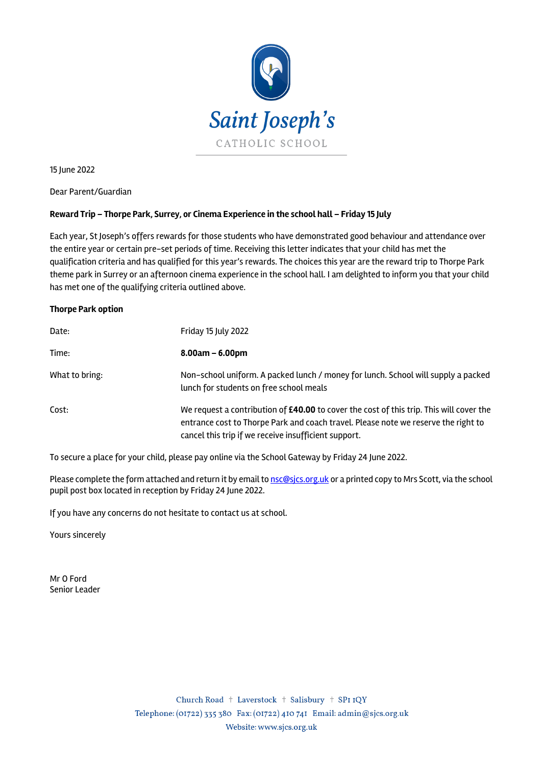# Saint Joseph's

CATHOLIC SCHOOL

15 June 2022

Dear Parent/Guardian

**Reward Trip – Thorpe Park, Surrey, or Cinema Experience in the school hall – Friday 15 July**

Each year, St Joseph's offers rewards for those students who have demonstrated good behaviour and attendance over the entire year or certain pre-set periods of time. Receiving this letter indicates that your child has met the qualification criteria and has qualified for this year's rewards. The choices this year are the reward trip to Thorpe Park theme park in Surrey or an afternoon cinema experience in the school hall. I am delighted to inform you that your child has met one of the qualifying criteria outlined above.

**Thorpe Park option**

| | |
|---|---|
| Date: | Friday 15 July 2022 |
| Time: | **8.00am – 6.00pm** |
| What to bring: | Non-school uniform. A packed lunch / money for lunch. School will supply a packed lunch for students on free school meals |
| Cost: | We request a contribution of **£40.00** to cover the cost of this trip. This will cover the entrance cost to Thorpe Park and coach travel. Please note we reserve the right to cancel this trip if we receive insufficient support. |

To secure a place for your child, please pay online via the School Gateway by Friday 24 June 2022.

Please complete the form attached and return it by email to nsc@sjcs.org.uk or a printed copy to Mrs Scott, via the school pupil post box located in reception by Friday 24 June 2022.

If you have any concerns do not hesitate to contact us at school.

Yours sincerely

Mr O Ford
Senior Leader

Church Road † Laverstock † Salisbury † SP1 1QY
Telephone: (01722) 335 380 Fax: (01722) 410 741 Email: admin@sjcs.org.uk
Website: www.sjcs.org.uk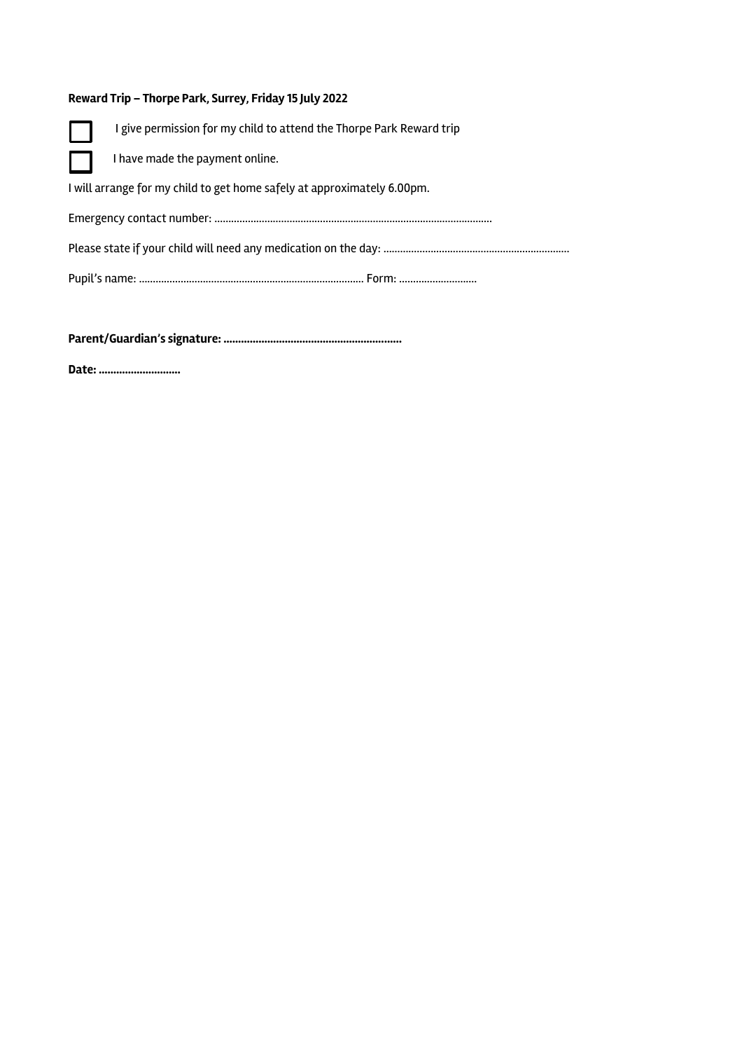**Reward Trip – Thorpe Park, Surrey, Friday 15 July 2022**

☐ I give permission for my child to attend the Thorpe Park Reward trip

☐ I have made the payment online.

I will arrange for my child to get home safely at approximately 6.00pm.

Emergency contact number: ..................................................................................................

Please state if your child will need any medication on the day: ..................................................................

Pupil's name: ................................................................................ Form: ............................

**Parent/Guardian's signature: ............................................................**

**Date: ............................**